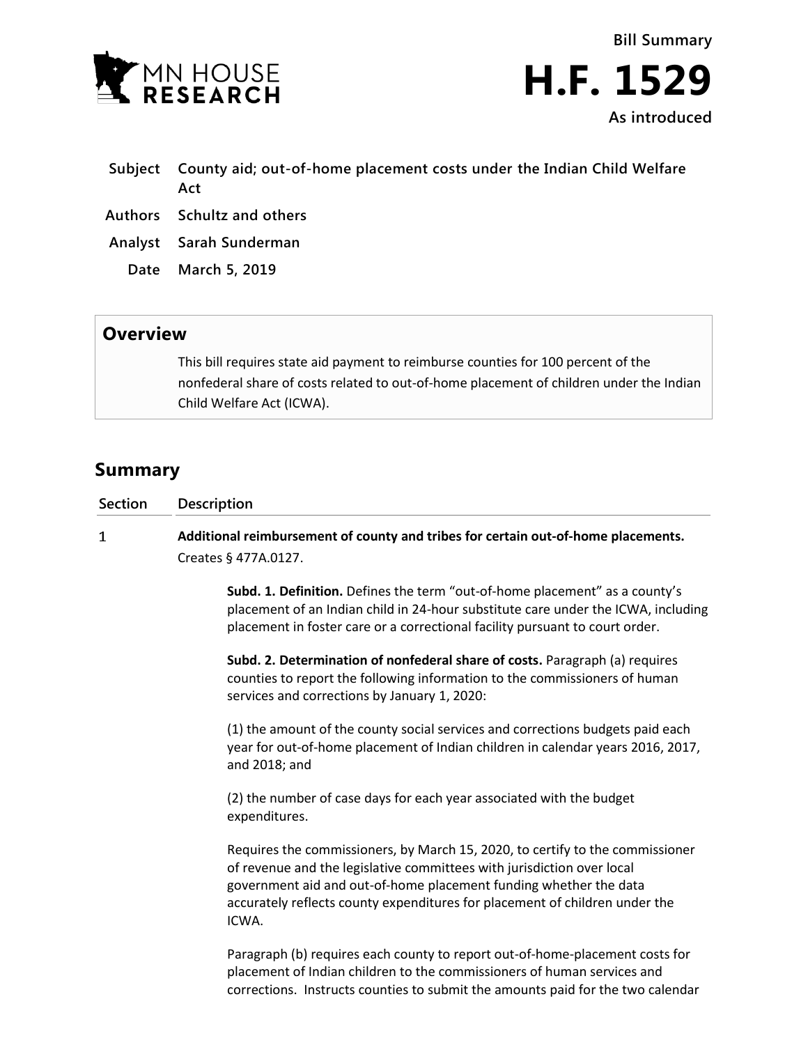MN HOUSE RESEARCH

Bill Summary

# H.F. 1529

As introduced

**Subject** County aid; out-of-home placement costs under the Indian Child Welfare Act

**Authors** Schultz and others

**Analyst** Sarah Sunderman

**Date** March 5, 2019

## Overview

This bill requires state aid payment to reimburse counties for 100 percent of the nonfederal share of costs related to out-of-home placement of children under the Indian Child Welfare Act (ICWA).

## Summary

| Section | Description |
|---|---|
| 1 | **Additional reimbursement of county and tribes for certain out-of-home placements.** Creates § 477A.0127. |

**Subd. 1. Definition.** Defines the term "out-of-home placement" as a county's placement of an Indian child in 24-hour substitute care under the ICWA, including placement in foster care or a correctional facility pursuant to court order.

**Subd. 2. Determination of nonfederal share of costs.** Paragraph (a) requires counties to report the following information to the commissioners of human services and corrections by January 1, 2020:

(1) the amount of the county social services and corrections budgets paid each year for out-of-home placement of Indian children in calendar years 2016, 2017, and 2018; and

(2) the number of case days for each year associated with the budget expenditures.

Requires the commissioners, by March 15, 2020, to certify to the commissioner of revenue and the legislative committees with jurisdiction over local government aid and out-of-home placement funding whether the data accurately reflects county expenditures for placement of children under the ICWA.

Paragraph (b) requires each county to report out-of-home-placement costs for placement of Indian children to the commissioners of human services and corrections. Instructs counties to submit the amounts paid for the two calendar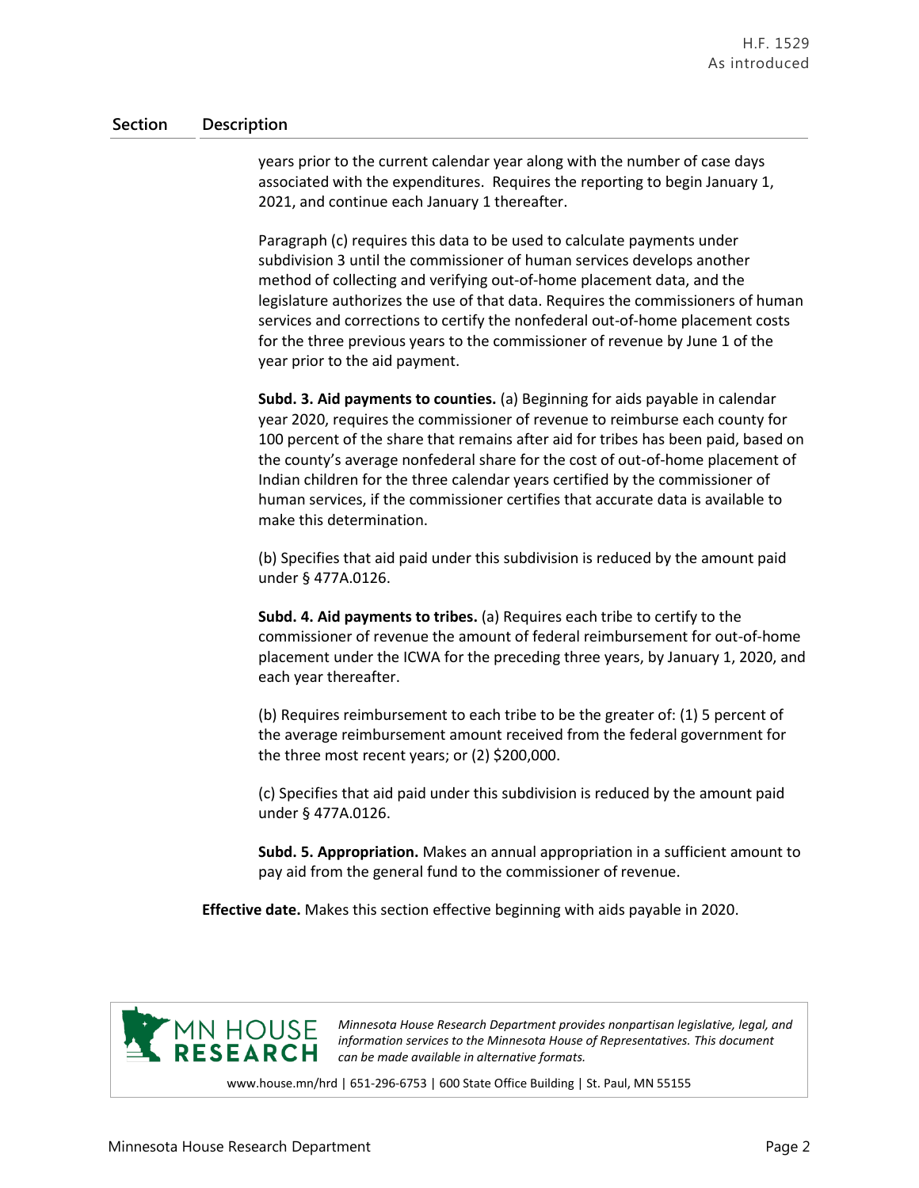| Section | Description |
|---|---|
| | years prior to the current calendar year along with the number of case days associated with the expenditures. Requires the reporting to begin January 1, 2021, and continue each January 1 thereafter. |
| | Paragraph (c) requires this data to be used to calculate payments under subdivision 3 until the commissioner of human services develops another method of collecting and verifying out-of-home placement data, and the legislature authorizes the use of that data. Requires the commissioners of human services and corrections to certify the nonfederal out-of-home placement costs for the three previous years to the commissioner of revenue by June 1 of the year prior to the aid payment. |
| | **Subd. 3. Aid payments to counties.** (a) Beginning for aids payable in calendar year 2020, requires the commissioner of revenue to reimburse each county for 100 percent of the share that remains after aid for tribes has been paid, based on the county's average nonfederal share for the cost of out-of-home placement of Indian children for the three calendar years certified by the commissioner of human services, if the commissioner certifies that accurate data is available to make this determination. |
| | (b) Specifies that aid paid under this subdivision is reduced by the amount paid under § 477A.0126. |
| | **Subd. 4. Aid payments to tribes.** (a) Requires each tribe to certify to the commissioner of revenue the amount of federal reimbursement for out-of-home placement under the ICWA for the preceding three years, by January 1, 2020, and each year thereafter. |
| | (b) Requires reimbursement to each tribe to be the greater of: (1) 5 percent of the average reimbursement amount received from the federal government for the three most recent years; or (2) $200,000. |
| | (c) Specifies that aid paid under this subdivision is reduced by the amount paid under § 477A.0126. |
| | **Subd. 5. Appropriation.** Makes an annual appropriation in a sufficient amount to pay aid from the general fund to the commissioner of revenue. |
| | **Effective date.** Makes this section effective beginning with aids payable in 2020. |

MN HOUSE RESEARCH

*Minnesota House Research Department provides nonpartisan legislative, legal, and information services to the Minnesota House of Representatives. This document can be made available in alternative formats.*

www.house.mn/hrd | 651-296-6753 | 600 State Office Building | St. Paul, MN 55155